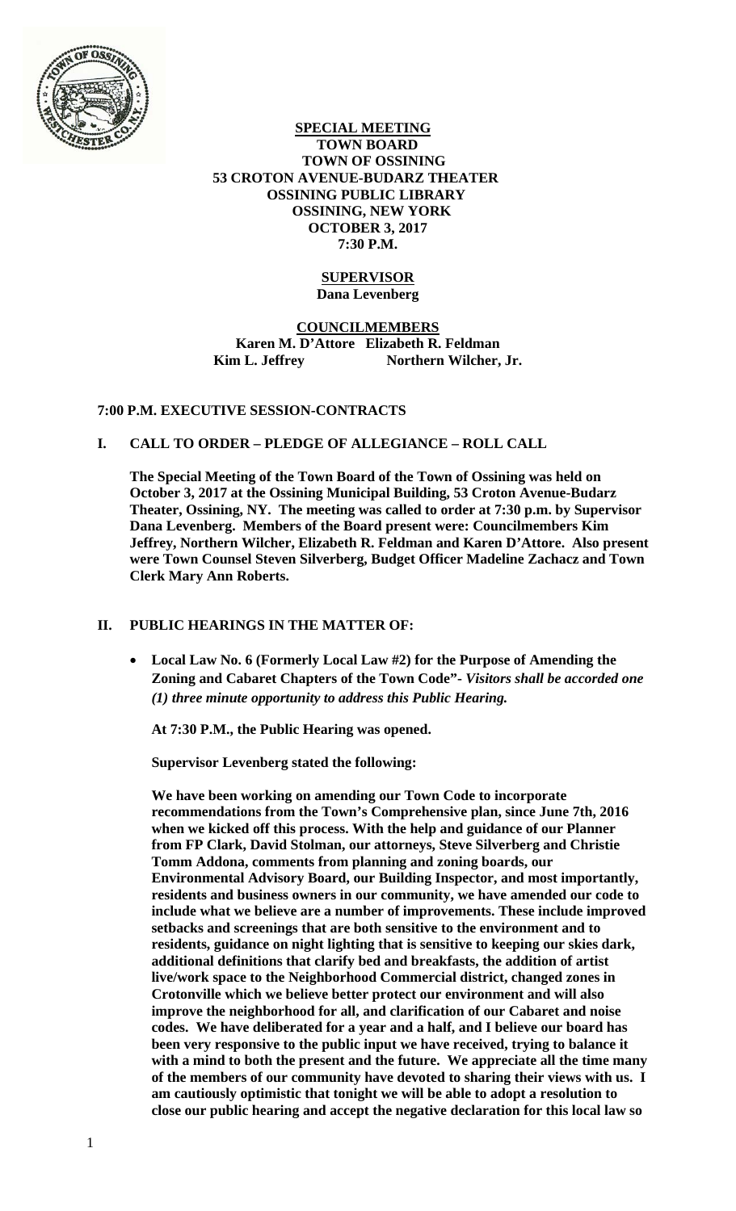**SPECIAL MEETING**
**TOWN BOARD**
**TOWN OF OSSINING**
**53 CROTON AVENUE-BUDARZ THEATER**
**OSSINING PUBLIC LIBRARY**
**OSSINING, NEW YORK**
**OCTOBER 3, 2017**
**7:30 P.M.**

**SUPERVISOR**
**Dana Levenberg**

**COUNCILMEMBERS**
**Karen M. D'Attore Elizabeth R. Feldman**
**Kim L. Jeffrey Northern Wilcher, Jr.**

**7:00 P.M. EXECUTIVE SESSION-CONTRACTS**

## I. CALL TO ORDER – PLEDGE OF ALLEGIANCE – ROLL CALL

**The Special Meeting of the Town Board of the Town of Ossining was held on October 3, 2017 at the Ossining Municipal Building, 53 Croton Avenue-Budarz Theater, Ossining, NY. The meeting was called to order at 7:30 p.m. by Supervisor Dana Levenberg. Members of the Board present were: Councilmembers Kim Jeffrey, Northern Wilcher, Elizabeth R. Feldman and Karen D'Attore. Also present were Town Counsel Steven Silverberg, Budget Officer Madeline Zachacz and Town Clerk Mary Ann Roberts.**

## II. PUBLIC HEARINGS IN THE MATTER OF:

- **Local Law No. 6 (Formerly Local Law #2) for the Purpose of Amending the Zoning and Cabaret Chapters of the Town Code"-** ***Visitors shall be accorded one (1) three minute opportunity to address this Public Hearing.***

**At 7:30 P.M., the Public Hearing was opened.**

**Supervisor Levenberg stated the following:**

**We have been working on amending our Town Code to incorporate recommendations from the Town's Comprehensive plan, since June 7th, 2016 when we kicked off this process. With the help and guidance of our Planner from FP Clark, David Stolman, our attorneys, Steve Silverberg and Christie Tomm Addona, comments from planning and zoning boards, our Environmental Advisory Board, our Building Inspector, and most importantly, residents and business owners in our community, we have amended our code to include what we believe are a number of improvements. These include improved setbacks and screenings that are both sensitive to the environment and to residents, guidance on night lighting that is sensitive to keeping our skies dark, additional definitions that clarify bed and breakfasts, the addition of artist live/work space to the Neighborhood Commercial district, changed zones in Crotonville which we believe better protect our environment and will also improve the neighborhood for all, and clarification of our Cabaret and noise codes. We have deliberated for a year and a half, and I believe our board has been very responsive to the public input we have received, trying to balance it with a mind to both the present and the future. We appreciate all the time many of the members of our community have devoted to sharing their views with us. I am cautiously optimistic that tonight we will be able to adopt a resolution to close our public hearing and accept the negative declaration for this local law so**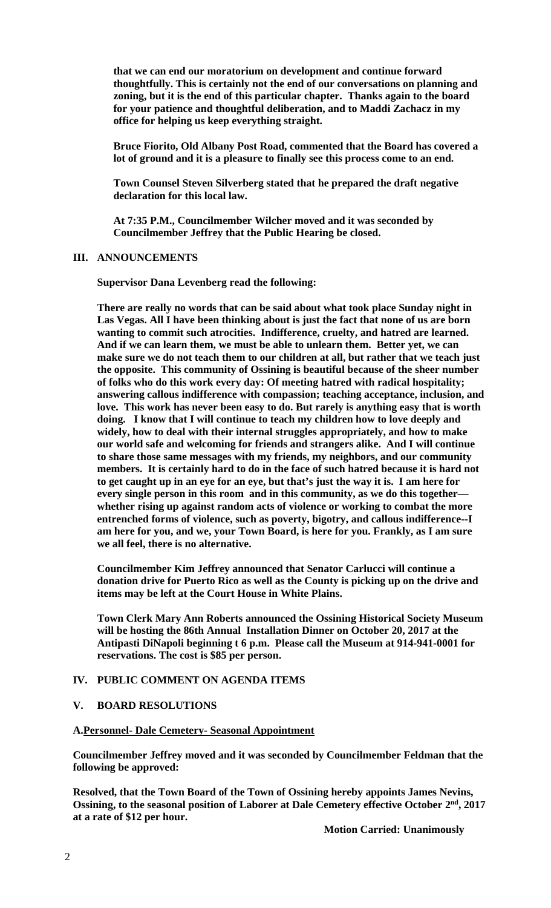**that we can end our moratorium on development and continue forward thoughtfully. This is certainly not the end of our conversations on planning and zoning, but it is the end of this particular chapter. Thanks again to the board for your patience and thoughtful deliberation, and to Maddi Zachacz in my office for helping us keep everything straight.**

**Bruce Fiorito, Old Albany Post Road, commented that the Board has covered a lot of ground and it is a pleasure to finally see this process come to an end.**

**Town Counsel Steven Silverberg stated that he prepared the draft negative declaration for this local law.**

**At 7:35 P.M., Councilmember Wilcher moved and it was seconded by Councilmember Jeffrey that the Public Hearing be closed.**

## III. ANNOUNCEMENTS

**Supervisor Dana Levenberg read the following:**

**There are really no words that can be said about what took place Sunday night in Las Vegas. All I have been thinking about is just the fact that none of us are born wanting to commit such atrocities. Indifference, cruelty, and hatred are learned. And if we can learn them, we must be able to unlearn them. Better yet, we can make sure we do not teach them to our children at all, but rather that we teach just the opposite. This community of Ossining is beautiful because of the sheer number of folks who do this work every day: Of meeting hatred with radical hospitality; answering callous indifference with compassion; teaching acceptance, inclusion, and love. This work has never been easy to do. But rarely is anything easy that is worth doing. I know that I will continue to teach my children how to love deeply and widely, how to deal with their internal struggles appropriately, and how to make our world safe and welcoming for friends and strangers alike. And I will continue to share those same messages with my friends, my neighbors, and our community members. It is certainly hard to do in the face of such hatred because it is hard not to get caught up in an eye for an eye, but that's just the way it is. I am here for every single person in this room and in this community, as we do this together—whether rising up against random acts of violence or working to combat the more entrenched forms of violence, such as poverty, bigotry, and callous indifference--I am here for you, and we, your Town Board, is here for you. Frankly, as I am sure we all feel, there is no alternative.**

**Councilmember Kim Jeffrey announced that Senator Carlucci will continue a donation drive for Puerto Rico as well as the County is picking up on the drive and items may be left at the Court House in White Plains.**

**Town Clerk Mary Ann Roberts announced the Ossining Historical Society Museum will be hosting the 86th Annual Installation Dinner on October 20, 2017 at the Antipasti DiNapoli beginning t 6 p.m. Please call the Museum at 914-941-0001 for reservations. The cost is $85 per person.**

## IV. PUBLIC COMMENT ON AGENDA ITEMS

## V. BOARD RESOLUTIONS

**A. Personnel- Dale Cemetery- Seasonal Appointment**

**Councilmember Jeffrey moved and it was seconded by Councilmember Feldman that the following be approved:**

**Resolved, that the Town Board of the Town of Ossining hereby appoints James Nevins, Ossining, to the seasonal position of Laborer at Dale Cemetery effective October 2nd, 2017 at a rate of $12 per hour.**

**Motion Carried: Unanimously**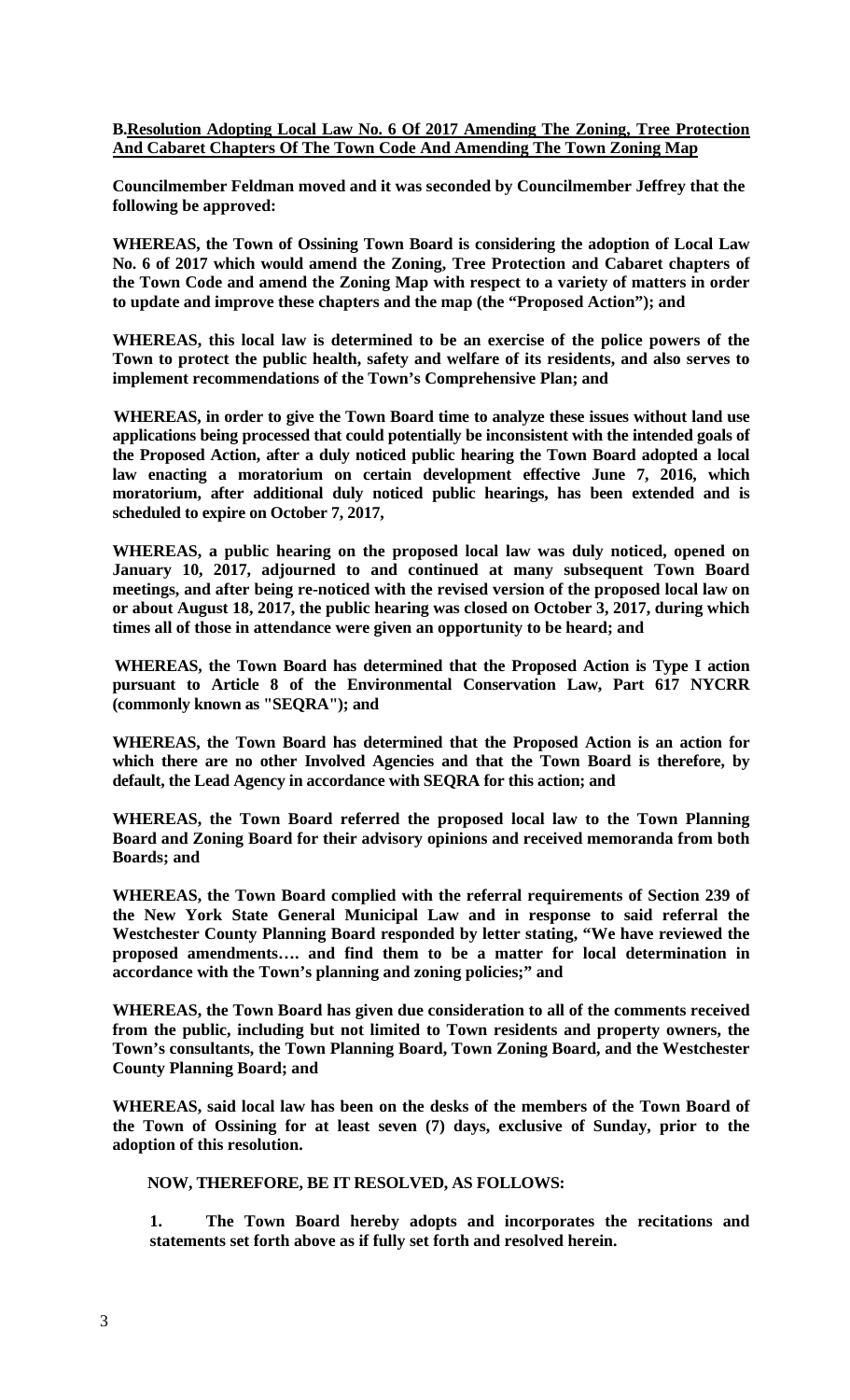**B.Resolution Adopting Local Law No. 6 Of 2017 Amending The Zoning, Tree Protection And Cabaret Chapters Of The Town Code And Amending The Town Zoning Map**

**Councilmember Feldman moved and it was seconded by Councilmember Jeffrey that the following be approved:**

**WHEREAS, the Town of Ossining Town Board is considering the adoption of Local Law No. 6 of 2017 which would amend the Zoning, Tree Protection and Cabaret chapters of the Town Code and amend the Zoning Map with respect to a variety of matters in order to update and improve these chapters and the map (the "Proposed Action"); and**

**WHEREAS, this local law is determined to be an exercise of the police powers of the Town to protect the public health, safety and welfare of its residents, and also serves to implement recommendations of the Town's Comprehensive Plan; and**

**WHEREAS, in order to give the Town Board time to analyze these issues without land use applications being processed that could potentially be inconsistent with the intended goals of the Proposed Action, after a duly noticed public hearing the Town Board adopted a local law enacting a moratorium on certain development effective June 7, 2016, which moratorium, after additional duly noticed public hearings, has been extended and is scheduled to expire on October 7, 2017,**

**WHEREAS, a public hearing on the proposed local law was duly noticed, opened on January 10, 2017, adjourned to and continued at many subsequent Town Board meetings, and after being re-noticed with the revised version of the proposed local law on or about August 18, 2017, the public hearing was closed on October 3, 2017, during which times all of those in attendance were given an opportunity to be heard; and**

**WHEREAS, the Town Board has determined that the Proposed Action is Type I action pursuant to Article 8 of the Environmental Conservation Law, Part 617 NYCRR (commonly known as "SEQRA"); and**

**WHEREAS, the Town Board has determined that the Proposed Action is an action for which there are no other Involved Agencies and that the Town Board is therefore, by default, the Lead Agency in accordance with SEQRA for this action; and**

**WHEREAS, the Town Board referred the proposed local law to the Town Planning Board and Zoning Board for their advisory opinions and received memoranda from both Boards; and**

**WHEREAS, the Town Board complied with the referral requirements of Section 239 of the New York State General Municipal Law and in response to said referral the Westchester County Planning Board responded by letter stating, "We have reviewed the proposed amendments…. and find them to be a matter for local determination in accordance with the Town's planning and zoning policies;" and**

**WHEREAS, the Town Board has given due consideration to all of the comments received from the public, including but not limited to Town residents and property owners, the Town's consultants, the Town Planning Board, Town Zoning Board, and the Westchester County Planning Board; and**

**WHEREAS, said local law has been on the desks of the members of the Town Board of the Town of Ossining for at least seven (7) days, exclusive of Sunday, prior to the adoption of this resolution.**

**NOW, THEREFORE, BE IT RESOLVED, AS FOLLOWS:**

**1. The Town Board hereby adopts and incorporates the recitations and statements set forth above as if fully set forth and resolved herein.**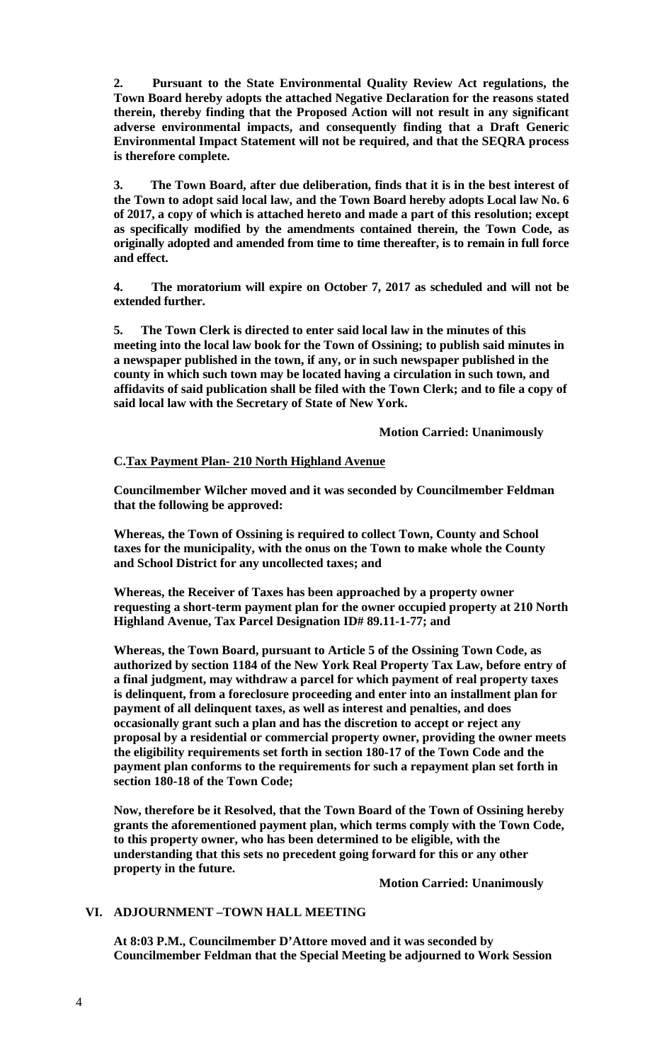**2. Pursuant to the State Environmental Quality Review Act regulations, the Town Board hereby adopts the attached Negative Declaration for the reasons stated therein, thereby finding that the Proposed Action will not result in any significant adverse environmental impacts, and consequently finding that a Draft Generic Environmental Impact Statement will not be required, and that the SEQRA process is therefore complete.**

**3. The Town Board, after due deliberation, finds that it is in the best interest of the Town to adopt said local law, and the Town Board hereby adopts Local law No. 6 of 2017, a copy of which is attached hereto and made a part of this resolution; except as specifically modified by the amendments contained therein, the Town Code, as originally adopted and amended from time to time thereafter, is to remain in full force and effect.**

**4. The moratorium will expire on October 7, 2017 as scheduled and will not be extended further.**

**5. The Town Clerk is directed to enter said local law in the minutes of this meeting into the local law book for the Town of Ossining; to publish said minutes in a newspaper published in the town, if any, or in such newspaper published in the county in which such town may be located having a circulation in such town, and affidavits of said publication shall be filed with the Town Clerk; and to file a copy of said local law with the Secretary of State of New York.**

**Motion Carried: Unanimously**

**C.Tax Payment Plan- 210 North Highland Avenue**

**Councilmember Wilcher moved and it was seconded by Councilmember Feldman that the following be approved:**

**Whereas, the Town of Ossining is required to collect Town, County and School taxes for the municipality, with the onus on the Town to make whole the County and School District for any uncollected taxes; and**

**Whereas, the Receiver of Taxes has been approached by a property owner requesting a short-term payment plan for the owner occupied property at 210 North Highland Avenue, Tax Parcel Designation ID# 89.11-1-77; and**

**Whereas, the Town Board, pursuant to Article 5 of the Ossining Town Code, as authorized by section 1184 of the New York Real Property Tax Law, before entry of a final judgment, may withdraw a parcel for which payment of real property taxes is delinquent, from a foreclosure proceeding and enter into an installment plan for payment of all delinquent taxes, as well as interest and penalties, and does occasionally grant such a plan and has the discretion to accept or reject any proposal by a residential or commercial property owner, providing the owner meets the eligibility requirements set forth in section 180-17 of the Town Code and the payment plan conforms to the requirements for such a repayment plan set forth in section 180-18 of the Town Code;**

**Now, therefore be it Resolved, that the Town Board of the Town of Ossining hereby grants the aforementioned payment plan, which terms comply with the Town Code, to this property owner, who has been determined to be eligible, with the understanding that this sets no precedent going forward for this or any other property in the future.**

**Motion Carried: Unanimously**

## VI. ADJOURNMENT –TOWN HALL MEETING

**At 8:03 P.M., Councilmember D'Attore moved and it was seconded by Councilmember Feldman that the Special Meeting be adjourned to Work Session**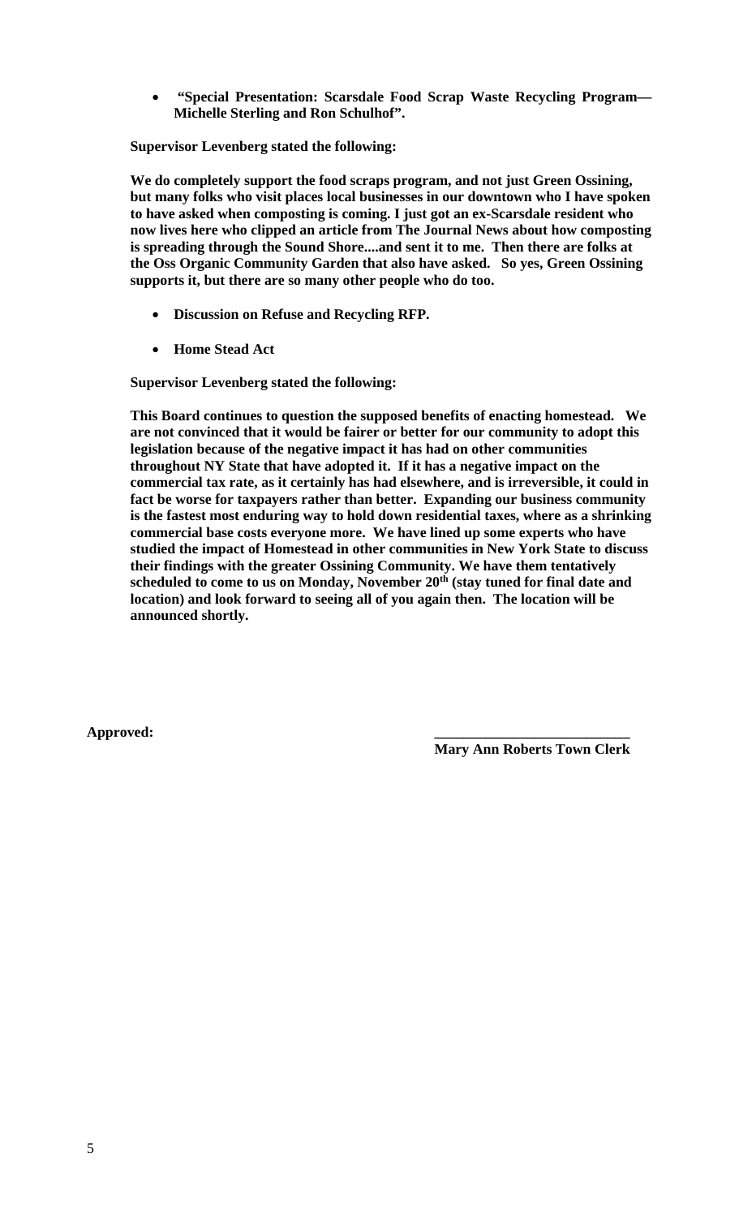- **"Special Presentation: Scarsdale Food Scrap Waste Recycling Program— Michelle Sterling and Ron Schulhof".**

**Supervisor Levenberg stated the following:**

**We do completely support the food scraps program, and not just Green Ossining, but many folks who visit places local businesses in our downtown who I have spoken to have asked when composting is coming. I just got an ex-Scarsdale resident who now lives here who clipped an article from The Journal News about how composting is spreading through the Sound Shore....and sent it to me. Then there are folks at the Oss Organic Community Garden that also have asked. So yes, Green Ossining supports it, but there are so many other people who do too.**

- **Discussion on Refuse and Recycling RFP.**

- **Home Stead Act**

**Supervisor Levenberg stated the following:**

**This Board continues to question the supposed benefits of enacting homestead. We are not convinced that it would be fairer or better for our community to adopt this legislation because of the negative impact it has had on other communities throughout NY State that have adopted it. If it has a negative impact on the commercial tax rate, as it certainly has had elsewhere, and is irreversible, it could in fact be worse for taxpayers rather than better. Expanding our business community is the fastest most enduring way to hold down residential taxes, where as a shrinking commercial base costs everyone more. We have lined up some experts who have studied the impact of Homestead in other communities in New York State to discuss their findings with the greater Ossining Community. We have them tentatively scheduled to come to us on Monday, November 20th (stay tuned for final date and location) and look forward to seeing all of you again then. The location will be announced shortly.**

**Approved:** \_\_\_\_\_\_\_\_\_\_\_\_\_\_\_\_\_\_\_\_\_\_\_\_\_\_

**Mary Ann Roberts Town Clerk**